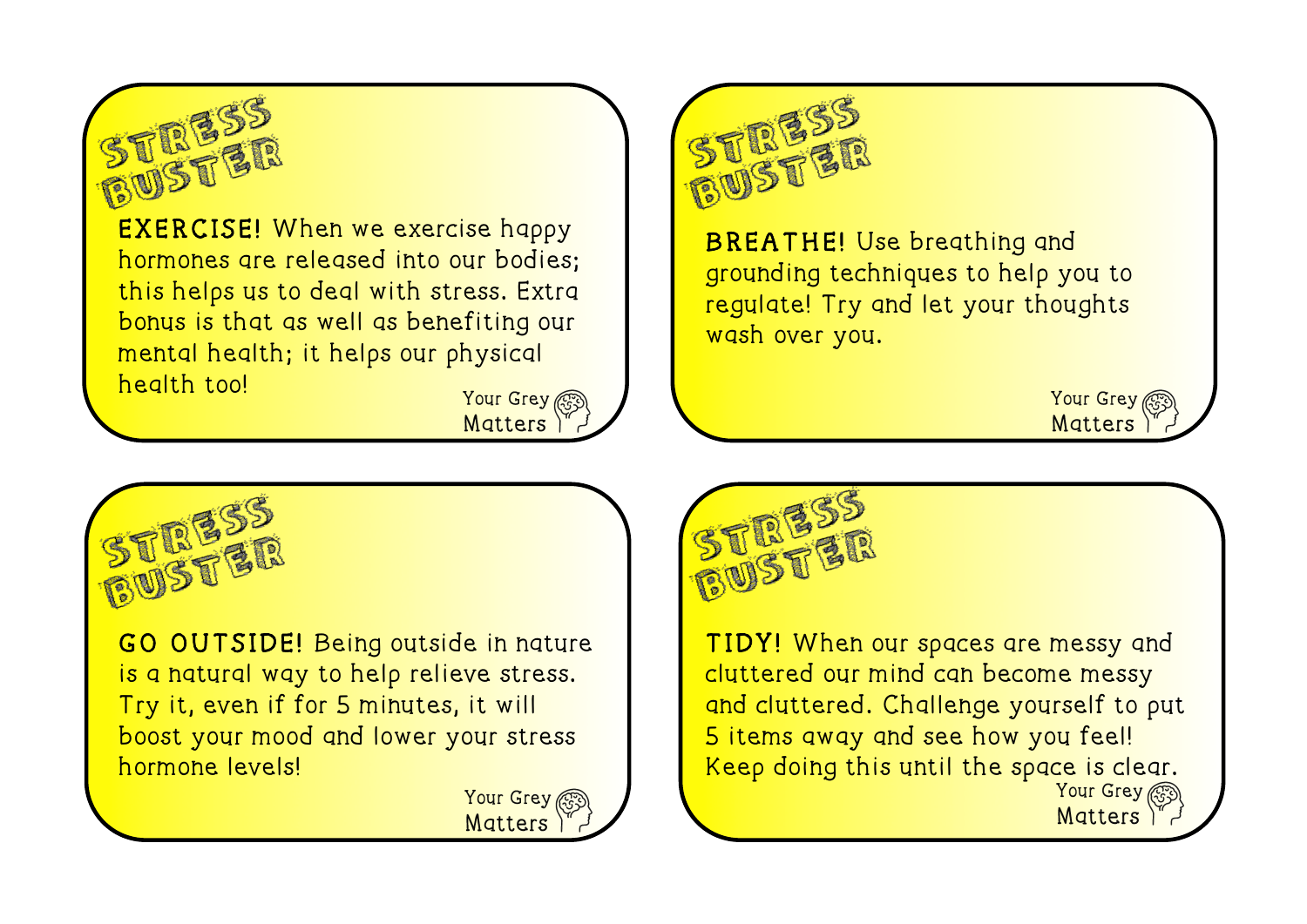## STRESS BUSTER

**EXERCISE!** When we exercise happy hormones are released into our bodies; this helps us to deal with stress. Extra bonus is that as well as benefiting our mental health; it helps our physical health too!

Your Grey Matters

## STRESS BUSTER

**BREATHE!** Use breathing and grounding techniques to help you to regulate! Try and let your thoughts wash over you.

Your Grey Matters

## STRESS BUSTER

**GO OUTSIDE!** Being outside in nature is a natural way to help relieve stress. Try it, even if for 5 minutes, it will boost your mood and lower your stress hormone levels!

Your Grey Matters

## STRESS BUSTER

**TIDY!** When our spaces are messy and cluttered our mind can become messy and cluttered. Challenge yourself to put 5 items away and see how you feel! Keep doing this until the space is clear.

Your Grey Matters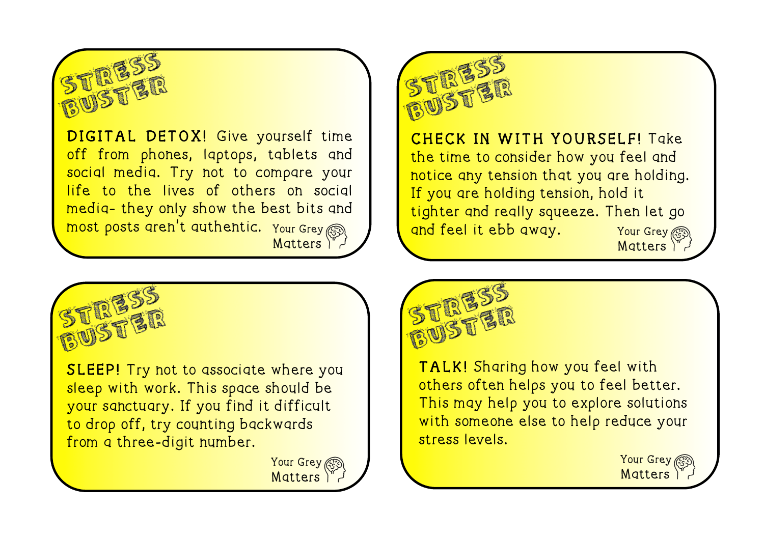## STRESS BUSTER

**DIGITAL DETOX!** Give yourself time off from phones, laptops, tablets and social media. Try not to compare your life to the lives of others on social media- they only show the best bits and most posts aren't authentic.

Your Grey Matters

## STRESS BUSTER

**CHECK IN WITH YOURSELF!** Take the time to consider how you feel and notice any tension that you are holding. If you are holding tension, hold it tighter and really squeeze. Then let go and feel it ebb away.

Your Grey Matters

## STRESS BUSTER

**SLEEP!** Try not to associate where you sleep with work. This space should be your sanctuary. If you find it difficult to drop off, try counting backwards from a three-digit number.

Your Grey Matters

## STRESS BUSTER

**TALK!** Sharing how you feel with others often helps you to feel better. This may help you to explore solutions with someone else to help reduce your stress levels.

Your Grey Matters